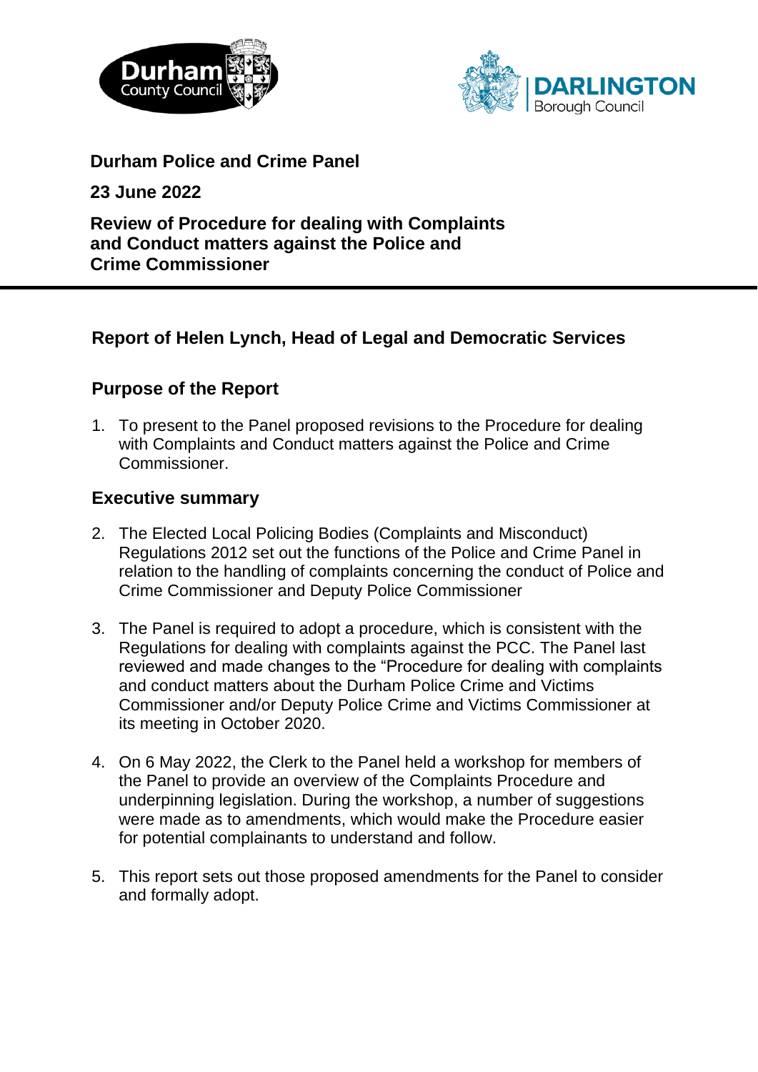**Durham Police and Crime Panel**

**23 June 2022**

**Review of Procedure for dealing with Complaints and Conduct matters against the Police and Crime Commissioner**

---

## Report of Helen Lynch, Head of Legal and Democratic Services

## Purpose of the Report

1. To present to the Panel proposed revisions to the Procedure for dealing with Complaints and Conduct matters against the Police and Crime Commissioner.

## Executive summary

2. The Elected Local Policing Bodies (Complaints and Misconduct) Regulations 2012 set out the functions of the Police and Crime Panel in relation to the handling of complaints concerning the conduct of Police and Crime Commissioner and Deputy Police Commissioner

3. The Panel is required to adopt a procedure, which is consistent with the Regulations for dealing with complaints against the PCC. The Panel last reviewed and made changes to the "Procedure for dealing with complaints and conduct matters about the Durham Police Crime and Victims Commissioner and/or Deputy Police Crime and Victims Commissioner at its meeting in October 2020.

4. On 6 May 2022, the Clerk to the Panel held a workshop for members of the Panel to provide an overview of the Complaints Procedure and underpinning legislation. During the workshop, a number of suggestions were made as to amendments, which would make the Procedure easier for potential complainants to understand and follow.

5. This report sets out those proposed amendments for the Panel to consider and formally adopt.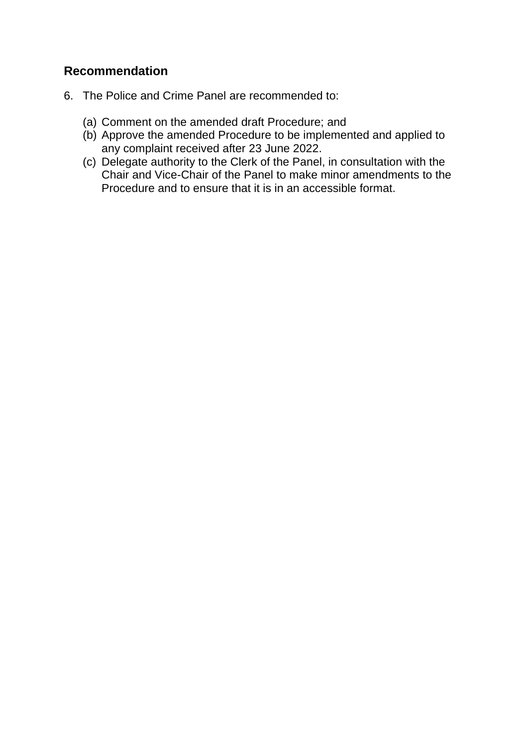## Recommendation

6. The Police and Crime Panel are recommended to:

   (a) Comment on the amended draft Procedure; and
   (b) Approve the amended Procedure to be implemented and applied to any complaint received after 23 June 2022.
   (c) Delegate authority to the Clerk of the Panel, in consultation with the Chair and Vice-Chair of the Panel to make minor amendments to the Procedure and to ensure that it is in an accessible format.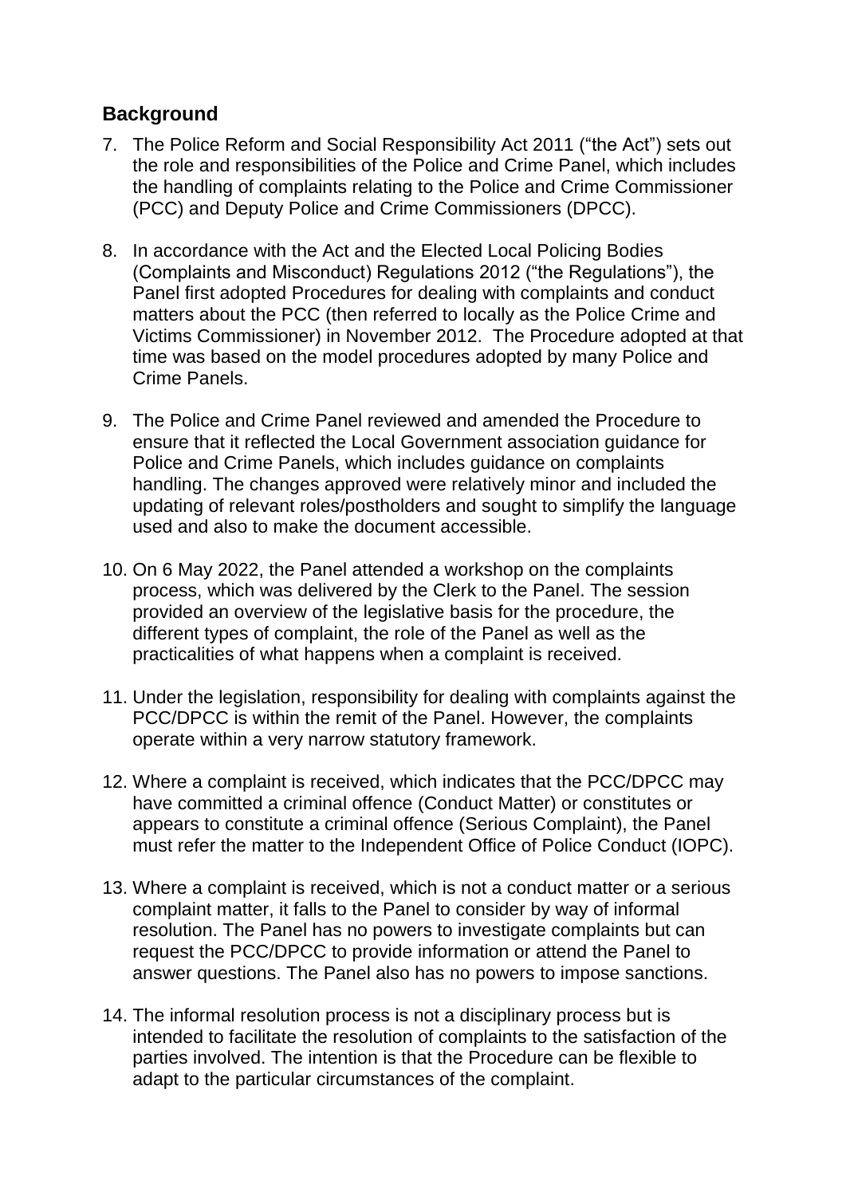## Background

7. The Police Reform and Social Responsibility Act 2011 ("the Act") sets out the role and responsibilities of the Police and Crime Panel, which includes the handling of complaints relating to the Police and Crime Commissioner (PCC) and Deputy Police and Crime Commissioners (DPCC).

8. In accordance with the Act and the Elected Local Policing Bodies (Complaints and Misconduct) Regulations 2012 ("the Regulations"), the Panel first adopted Procedures for dealing with complaints and conduct matters about the PCC (then referred to locally as the Police Crime and Victims Commissioner) in November 2012. The Procedure adopted at that time was based on the model procedures adopted by many Police and Crime Panels.

9. The Police and Crime Panel reviewed and amended the Procedure to ensure that it reflected the Local Government association guidance for Police and Crime Panels, which includes guidance on complaints handling. The changes approved were relatively minor and included the updating of relevant roles/postholders and sought to simplify the language used and also to make the document accessible.

10. On 6 May 2022, the Panel attended a workshop on the complaints process, which was delivered by the Clerk to the Panel. The session provided an overview of the legislative basis for the procedure, the different types of complaint, the role of the Panel as well as the practicalities of what happens when a complaint is received.

11. Under the legislation, responsibility for dealing with complaints against the PCC/DPCC is within the remit of the Panel. However, the complaints operate within a very narrow statutory framework.

12. Where a complaint is received, which indicates that the PCC/DPCC may have committed a criminal offence (Conduct Matter) or constitutes or appears to constitute a criminal offence (Serious Complaint), the Panel must refer the matter to the Independent Office of Police Conduct (IOPC).

13. Where a complaint is received, which is not a conduct matter or a serious complaint matter, it falls to the Panel to consider by way of informal resolution. The Panel has no powers to investigate complaints but can request the PCC/DPCC to provide information or attend the Panel to answer questions. The Panel also has no powers to impose sanctions.

14. The informal resolution process is not a disciplinary process but is intended to facilitate the resolution of complaints to the satisfaction of the parties involved. The intention is that the Procedure can be flexible to adapt to the particular circumstances of the complaint.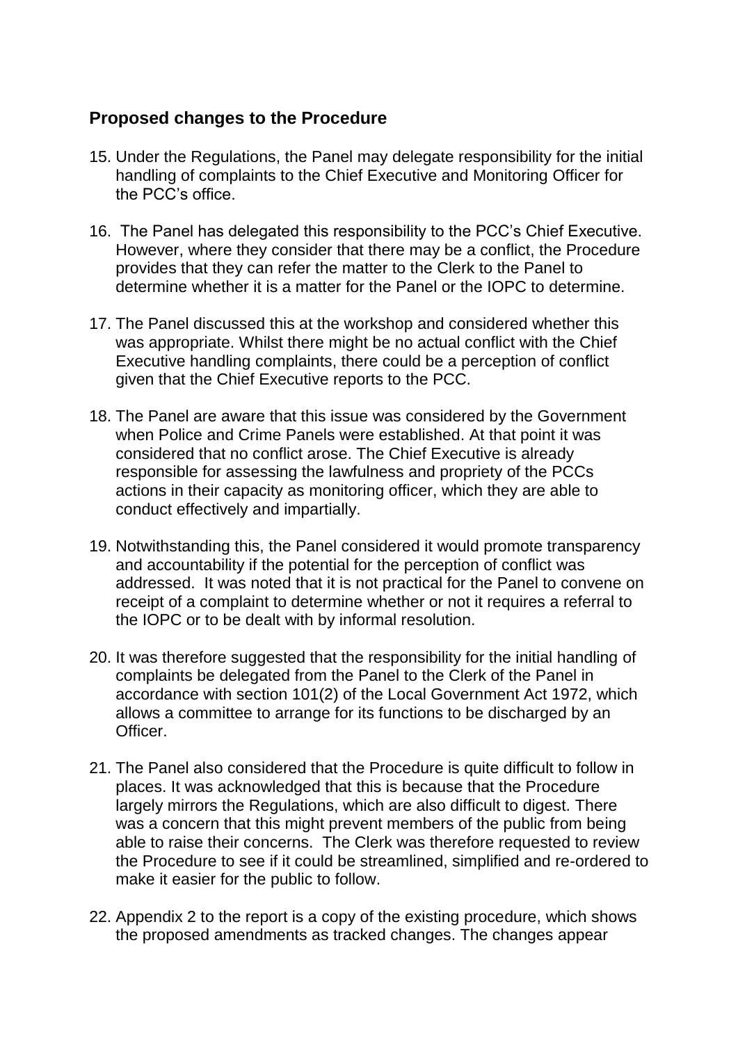## Proposed changes to the Procedure

15. Under the Regulations, the Panel may delegate responsibility for the initial handling of complaints to the Chief Executive and Monitoring Officer for the PCC's office.

16. The Panel has delegated this responsibility to the PCC's Chief Executive. However, where they consider that there may be a conflict, the Procedure provides that they can refer the matter to the Clerk to the Panel to determine whether it is a matter for the Panel or the IOPC to determine.

17. The Panel discussed this at the workshop and considered whether this was appropriate. Whilst there might be no actual conflict with the Chief Executive handling complaints, there could be a perception of conflict given that the Chief Executive reports to the PCC.

18. The Panel are aware that this issue was considered by the Government when Police and Crime Panels were established. At that point it was considered that no conflict arose. The Chief Executive is already responsible for assessing the lawfulness and propriety of the PCCs actions in their capacity as monitoring officer, which they are able to conduct effectively and impartially.

19. Notwithstanding this, the Panel considered it would promote transparency and accountability if the potential for the perception of conflict was addressed. It was noted that it is not practical for the Panel to convene on receipt of a complaint to determine whether or not it requires a referral to the IOPC or to be dealt with by informal resolution.

20. It was therefore suggested that the responsibility for the initial handling of complaints be delegated from the Panel to the Clerk of the Panel in accordance with section 101(2) of the Local Government Act 1972, which allows a committee to arrange for its functions to be discharged by an Officer.

21. The Panel also considered that the Procedure is quite difficult to follow in places. It was acknowledged that this is because that the Procedure largely mirrors the Regulations, which are also difficult to digest. There was a concern that this might prevent members of the public from being able to raise their concerns. The Clerk was therefore requested to review the Procedure to see if it could be streamlined, simplified and re-ordered to make it easier for the public to follow.

22. Appendix 2 to the report is a copy of the existing procedure, which shows the proposed amendments as tracked changes. The changes appear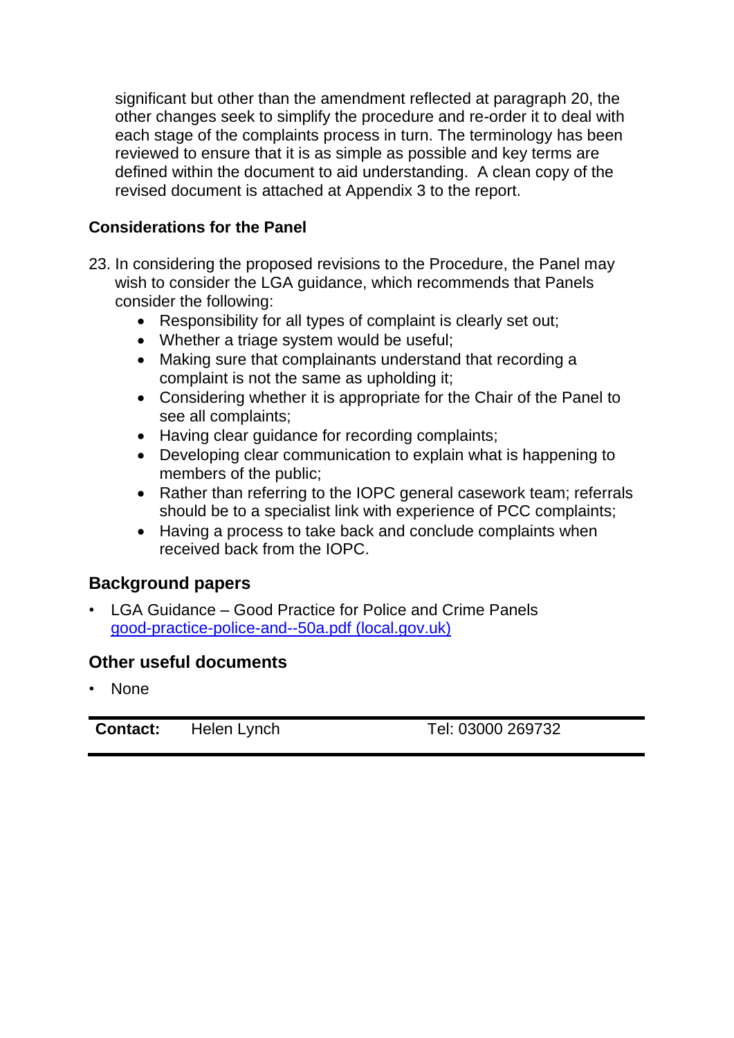significant but other than the amendment reflected at paragraph 20, the other changes seek to simplify the procedure and re-order it to deal with each stage of the complaints process in turn. The terminology has been reviewed to ensure that it is as simple as possible and key terms are defined within the document to aid understanding. A clean copy of the revised document is attached at Appendix 3 to the report.

**Considerations for the Panel**

23. In considering the proposed revisions to the Procedure, the Panel may wish to consider the LGA guidance, which recommends that Panels consider the following:
    - Responsibility for all types of complaint is clearly set out;
    - Whether a triage system would be useful;
    - Making sure that complainants understand that recording a complaint is not the same as upholding it;
    - Considering whether it is appropriate for the Chair of the Panel to see all complaints;
    - Having clear guidance for recording complaints;
    - Developing clear communication to explain what is happening to members of the public;
    - Rather than referring to the IOPC general casework team; referrals should be to a specialist link with experience of PCC complaints;
    - Having a process to take back and conclude complaints when received back from the IOPC.

## Background papers

- LGA Guidance – Good Practice for Police and Crime Panels [good-practice-police-and--50a.pdf (local.gov.uk)]

## Other useful documents

- None

| **Contact:** | Helen Lynch | Tel: 03000 269732 |
|---|---|---|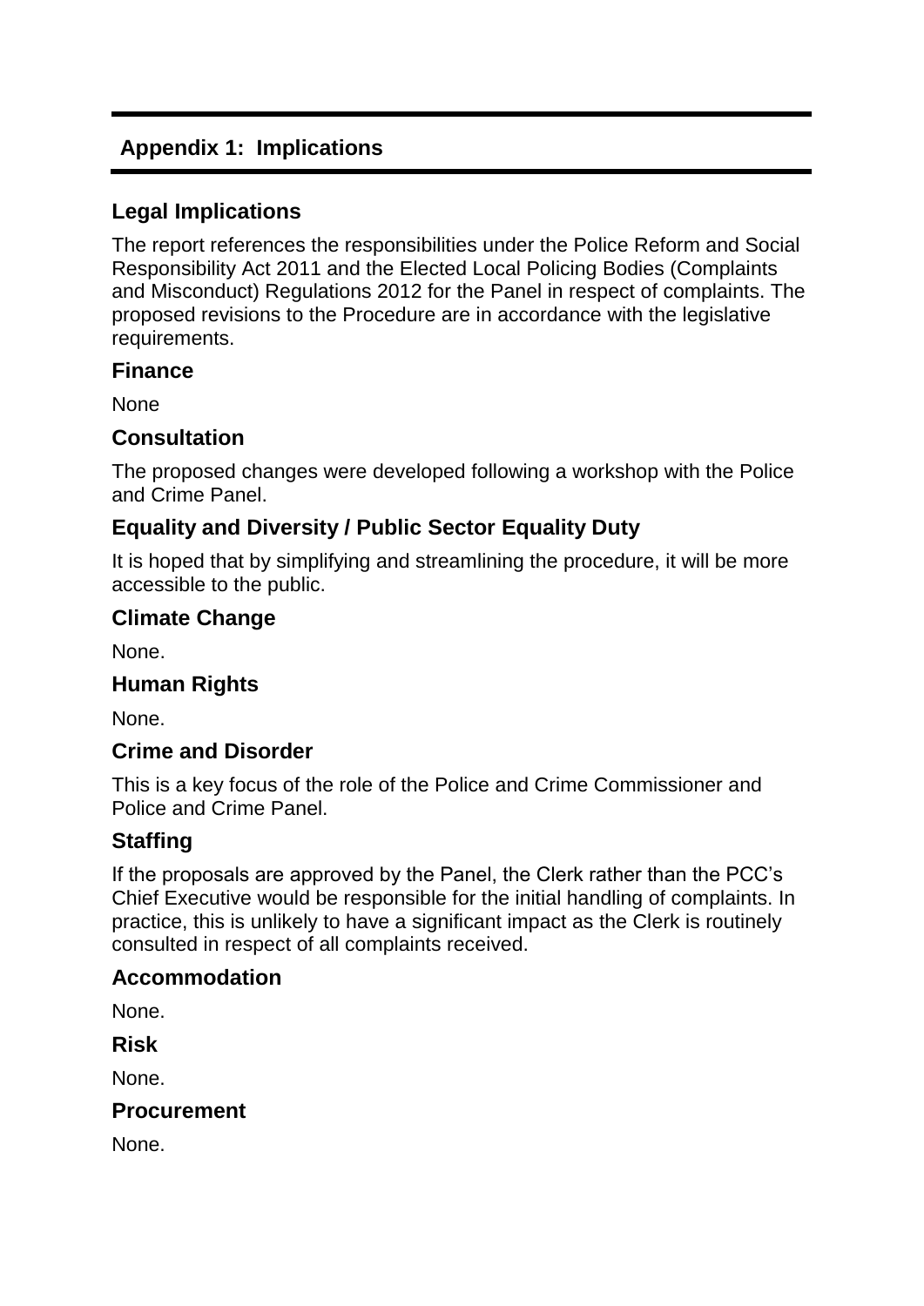## Appendix 1: Implications

### Legal Implications

The report references the responsibilities under the Police Reform and Social Responsibility Act 2011 and the Elected Local Policing Bodies (Complaints and Misconduct) Regulations 2012 for the Panel in respect of complaints. The proposed revisions to the Procedure are in accordance with the legislative requirements.

### Finance

None

### Consultation

The proposed changes were developed following a workshop with the Police and Crime Panel.

### Equality and Diversity / Public Sector Equality Duty

It is hoped that by simplifying and streamlining the procedure, it will be more accessible to the public.

### Climate Change

None.

### Human Rights

None.

### Crime and Disorder

This is a key focus of the role of the Police and Crime Commissioner and Police and Crime Panel.

### Staffing

If the proposals are approved by the Panel, the Clerk rather than the PCC's Chief Executive would be responsible for the initial handling of complaints. In practice, this is unlikely to have a significant impact as the Clerk is routinely consulted in respect of all complaints received.

### Accommodation

None.

### Risk

None.

### Procurement

None.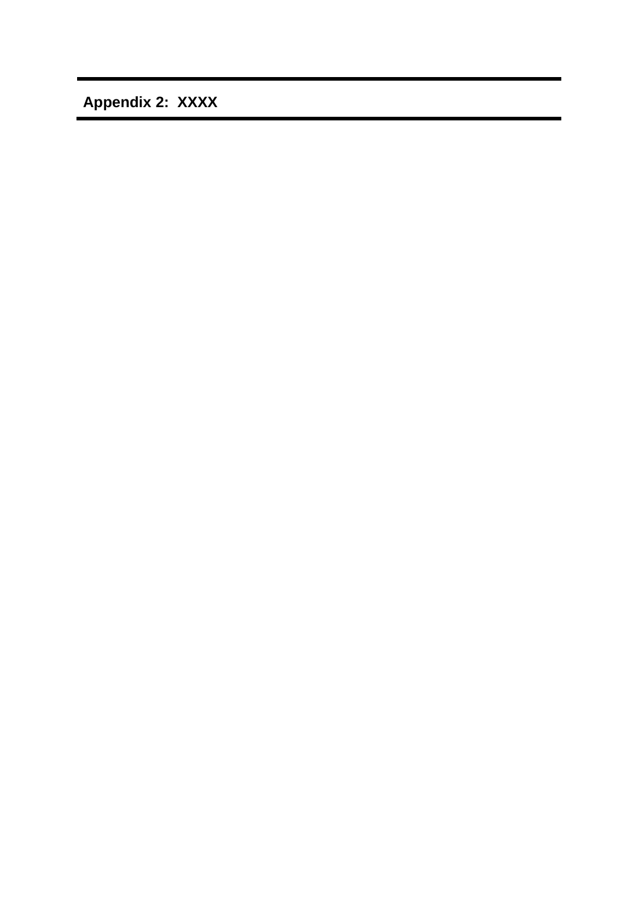## Appendix 2: XXXX